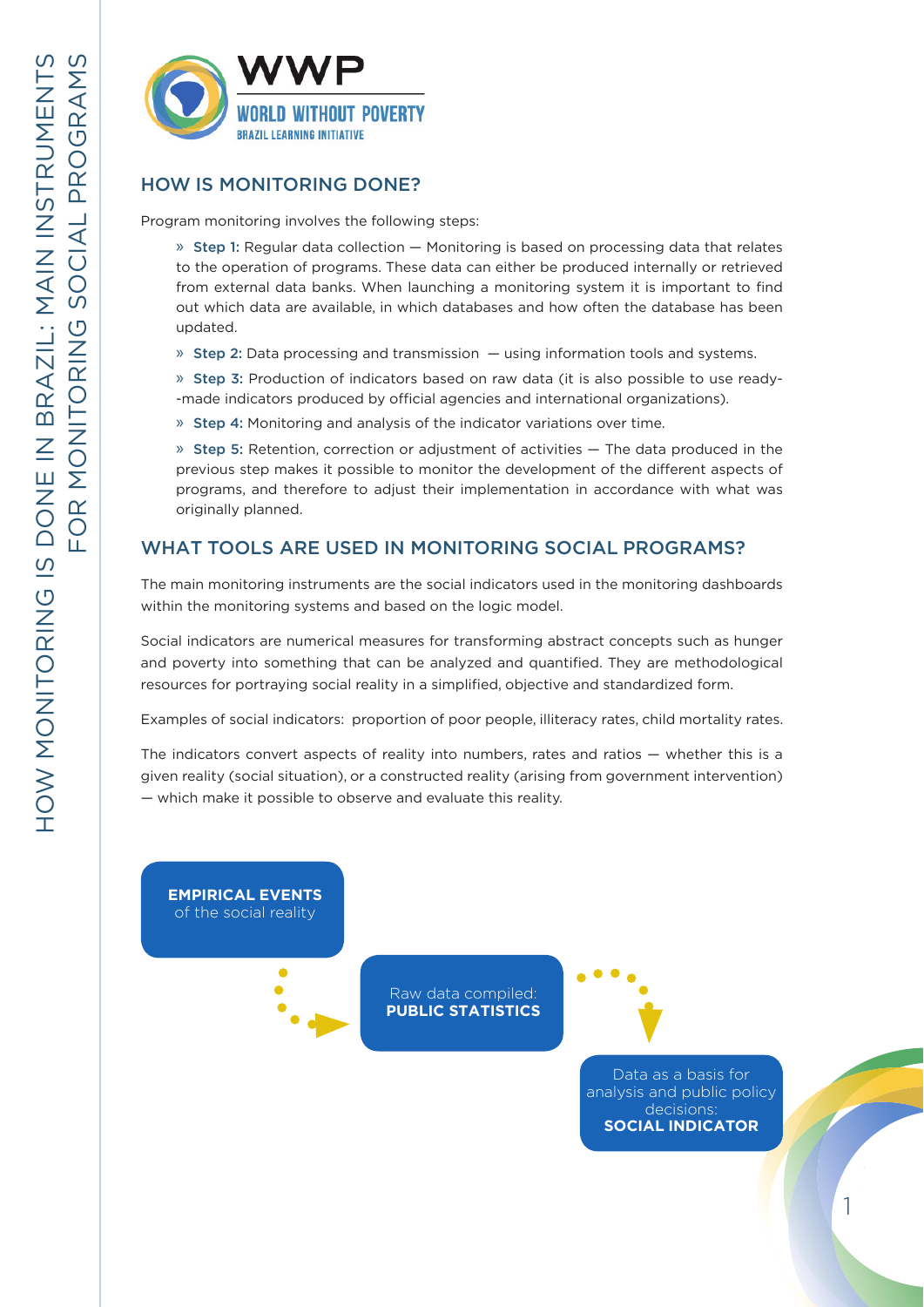# HOW MONITORING IS DONE IN BRAZIL: MAIN INSTRUMENTS FOR MONITORING SOCIAL PROGRAMS

WWP
WORLD WITHOUT POVERTY
BRAZIL LEARNING INITIATIVE

## HOW IS MONITORING DONE?

Program monitoring involves the following steps:

» **Step 1:** Regular data collection — Monitoring is based on processing data that relates to the operation of programs. These data can either be produced internally or retrieved from external data banks. When launching a monitoring system it is important to find out which data are available, in which databases and how often the database has been updated.

» **Step 2:** Data processing and transmission — using information tools and systems.

» **Step 3:** Production of indicators based on raw data (it is also possible to use ready-made indicators produced by official agencies and international organizations).

» **Step 4:** Monitoring and analysis of the indicator variations over time.

» **Step 5:** Retention, correction or adjustment of activities — The data produced in the previous step makes it possible to monitor the development of the different aspects of programs, and therefore to adjust their implementation in accordance with what was originally planned.

## WHAT TOOLS ARE USED IN MONITORING SOCIAL PROGRAMS?

The main monitoring instruments are the social indicators used in the monitoring dashboards within the monitoring systems and based on the logic model.

Social indicators are numerical measures for transforming abstract concepts such as hunger and poverty into something that can be analyzed and quantified. They are methodological resources for portraying social reality in a simplified, objective and standardized form.

Examples of social indicators: proportion of poor people, illiteracy rates, child mortality rates.

The indicators convert aspects of reality into numbers, rates and ratios — whether this is a given reality (social situation), or a constructed reality (arising from government intervention) — which make it possible to observe and evaluate this reality.

**EMPIRICAL EVENTS** of the social reality

Raw data compiled: **PUBLIC STATISTICS**

Data as a basis for analysis and public policy decisions: **SOCIAL INDICATOR**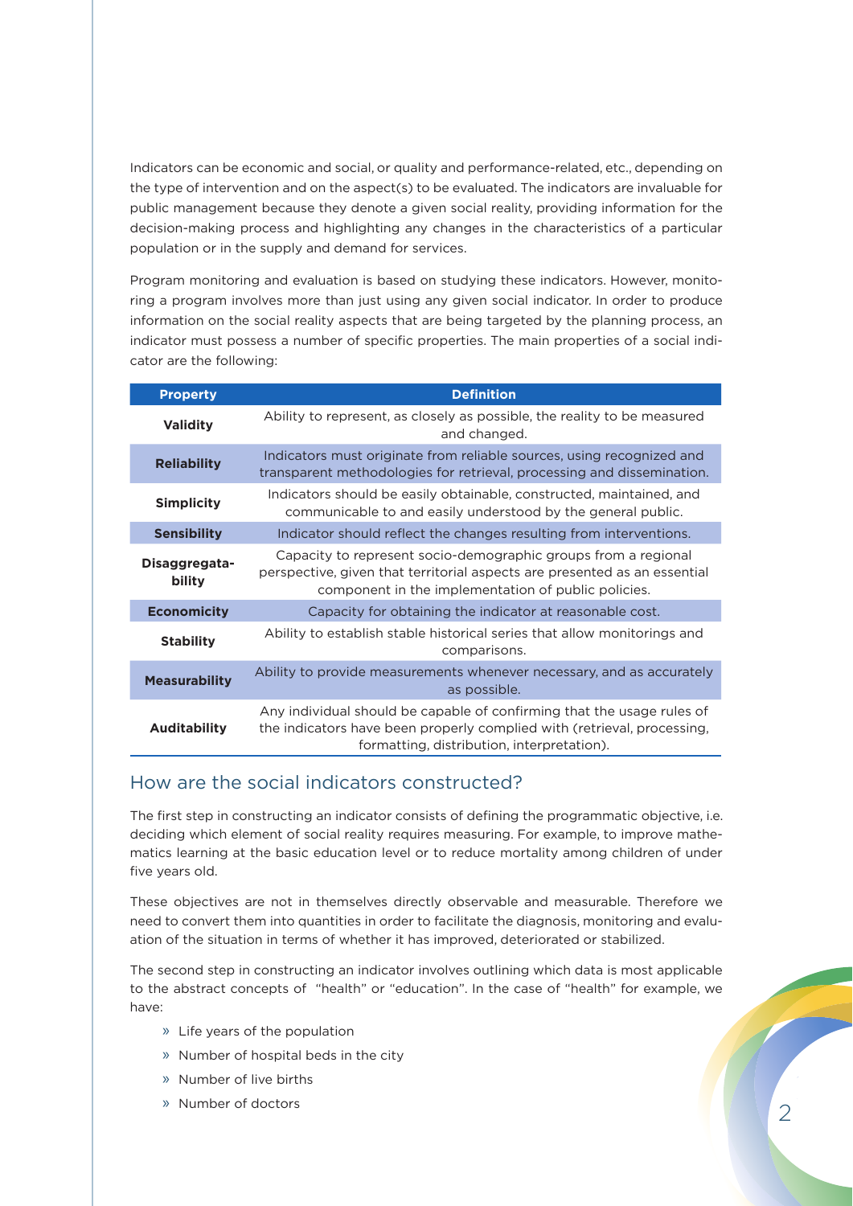Indicators can be economic and social, or quality and performance-related, etc., depending on the type of intervention and on the aspect(s) to be evaluated. The indicators are invaluable for public management because they denote a given social reality, providing information for the decision-making process and highlighting any changes in the characteristics of a particular population or in the supply and demand for services.

Program monitoring and evaluation is based on studying these indicators. However, monitoring a program involves more than just using any given social indicator. In order to produce information on the social reality aspects that are being targeted by the planning process, an indicator must possess a number of specific properties. The main properties of a social indicator are the following:

| Property | Definition |
|---|---|
| **Validity** | Ability to represent, as closely as possible, the reality to be measured and changed. |
| **Reliability** | Indicators must originate from reliable sources, using recognized and transparent methodologies for retrieval, processing and dissemination. |
| **Simplicity** | Indicators should be easily obtainable, constructed, maintained, and communicable to and easily understood by the general public. |
| **Sensibility** | Indicator should reflect the changes resulting from interventions. |
| **Disaggregatability** | Capacity to represent socio-demographic groups from a regional perspective, given that territorial aspects are presented as an essential component in the implementation of public policies. |
| **Economicity** | Capacity for obtaining the indicator at reasonable cost. |
| **Stability** | Ability to establish stable historical series that allow monitorings and comparisons. |
| **Measurability** | Ability to provide measurements whenever necessary, and as accurately as possible. |
| **Auditability** | Any individual should be capable of confirming that the usage rules of the indicators have been properly complied with (retrieval, processing, formatting, distribution, interpretation). |

## How are the social indicators constructed?

The first step in constructing an indicator consists of defining the programmatic objective, i.e. deciding which element of social reality requires measuring. For example, to improve mathematics learning at the basic education level or to reduce mortality among children of under five years old.

These objectives are not in themselves directly observable and measurable. Therefore we need to convert them into quantities in order to facilitate the diagnosis, monitoring and evaluation of the situation in terms of whether it has improved, deteriorated or stabilized.

The second step in constructing an indicator involves outlining which data is most applicable to the abstract concepts of "health" or "education". In the case of "health" for example, we have:

- Life years of the population
- Number of hospital beds in the city
- Number of live births
- Number of doctors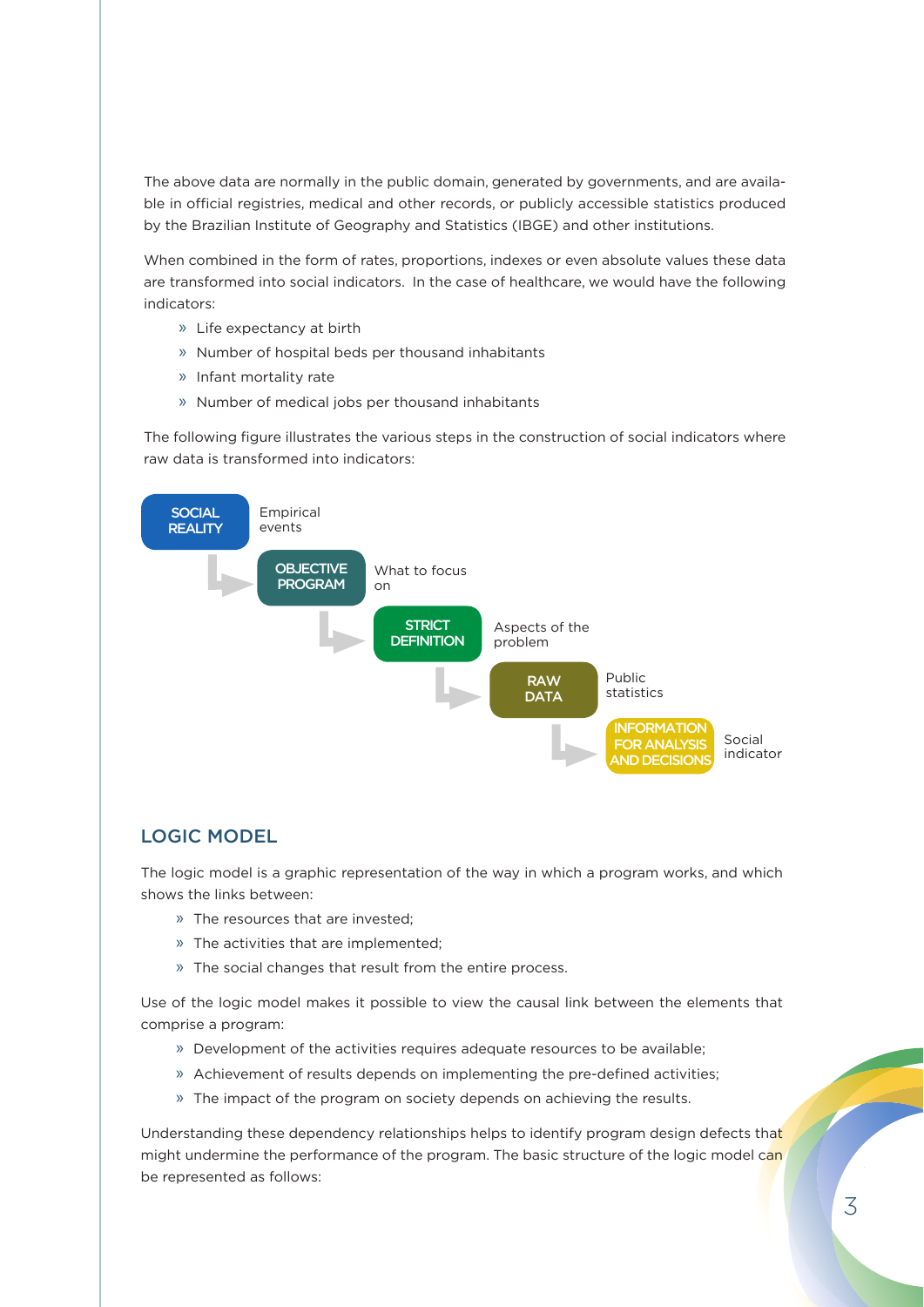The above data are normally in the public domain, generated by governments, and are available in official registries, medical and other records, or publicly accessible statistics produced by the Brazilian Institute of Geography and Statistics (IBGE) and other institutions.

When combined in the form of rates, proportions, indexes or even absolute values these data are transformed into social indicators. In the case of healthcare, we would have the following indicators:

- Life expectancy at birth
- Number of hospital beds per thousand inhabitants
- Infant mortality rate
- Number of medical jobs per thousand inhabitants

The following figure illustrates the various steps in the construction of social indicators where raw data is transformed into indicators:

SOCIAL REALITY — Empirical events

OBJECTIVE PROGRAM — What to focus on

STRICT DEFINITION — Aspects of the problem

RAW DATA — Public statistics

INFORMATION FOR ANALYSIS AND DECISIONS — Social indicator

## LOGIC MODEL

The logic model is a graphic representation of the way in which a program works, and which shows the links between:

- The resources that are invested;
- The activities that are implemented;
- The social changes that result from the entire process.

Use of the logic model makes it possible to view the causal link between the elements that comprise a program:

- Development of the activities requires adequate resources to be available;
- Achievement of results depends on implementing the pre-defined activities;
- The impact of the program on society depends on achieving the results.

Understanding these dependency relationships helps to identify program design defects that might undermine the performance of the program. The basic structure of the logic model can be represented as follows: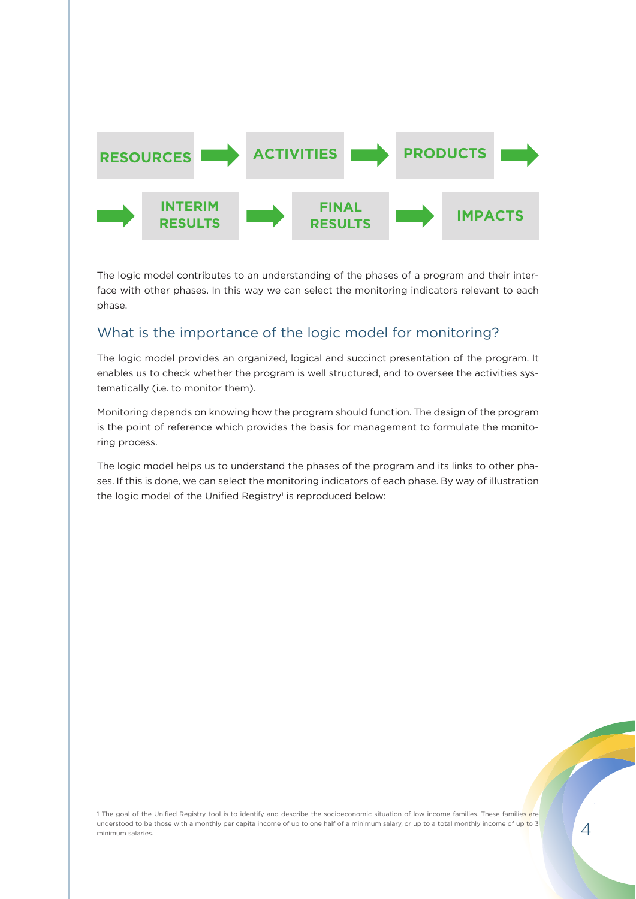RESOURCES → ACTIVITIES → PRODUCTS → INTERIM RESULTS → FINAL RESULTS → IMPACTS

The logic model contributes to an understanding of the phases of a program and their interface with other phases. In this way we can select the monitoring indicators relevant to each phase.

## What is the importance of the logic model for monitoring?

The logic model provides an organized, logical and succinct presentation of the program. It enables us to check whether the program is well structured, and to oversee the activities systematically (i.e. to monitor them).

Monitoring depends on knowing how the program should function. The design of the program is the point of reference which provides the basis for management to formulate the monitoring process.

The logic model helps us to understand the phases of the program and its links to other phases. If this is done, we can select the monitoring indicators of each phase. By way of illustration the logic model of the Unified Registry[1] is reproduced below:

1 The goal of the Unified Registry tool is to identify and describe the socioeconomic situation of low income families. These families are understood to be those with a monthly per capita income of up to one half of a minimum salary, or up to a total monthly income of up to 3 minimum salaries.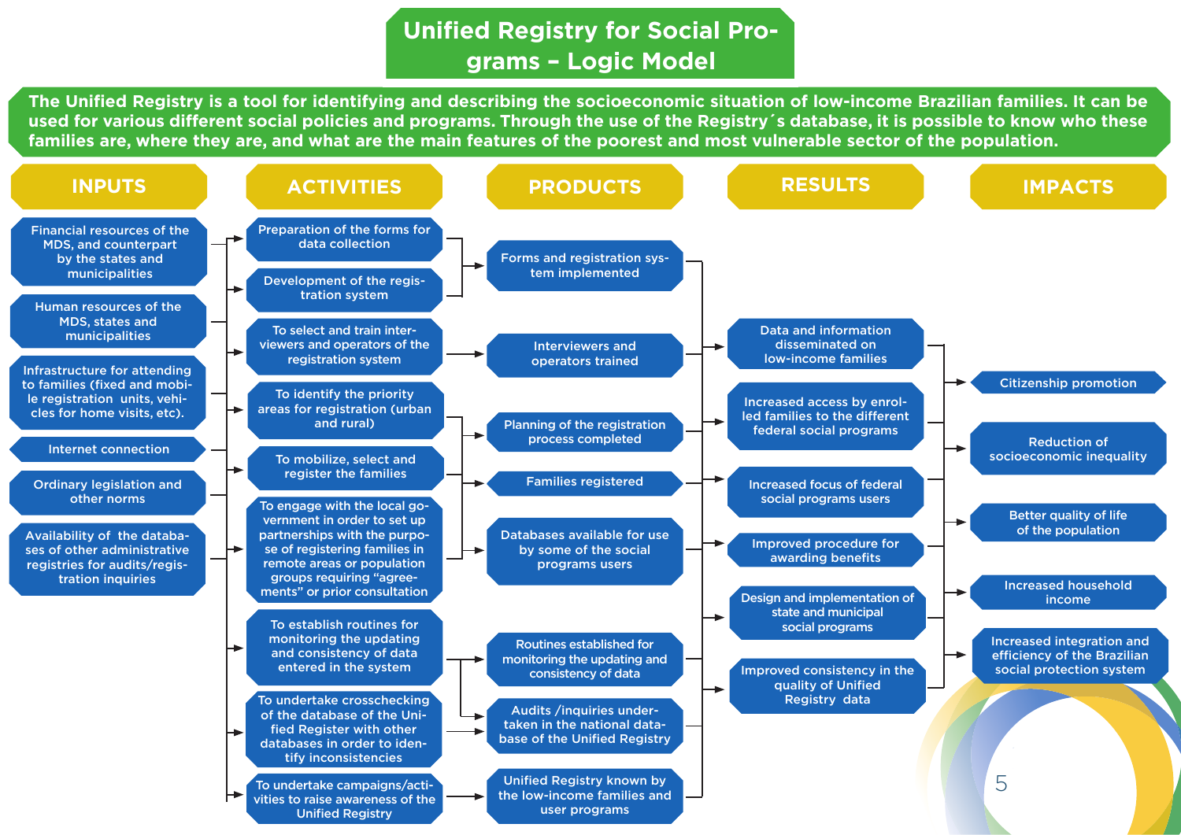# Unified Registry for Social Programs – Logic Model

**The Unified Registry is a tool for identifying and describing the socioeconomic situation of low-income Brazilian families. It can be used for various different social policies and programs. Through the use of the Registry´s database, it is possible to know who these families are, where they are, and what are the main features of the poorest and most vulnerable sector of the population.**

## INPUTS

- Financial resources of the MDS, and counterpart by the states and municipalities
- Human resources of the MDS, states and municipalities
- Infrastructure for attending to families (fixed and mobile registration units, vehicles for home visits, etc).
- Internet connection
- Ordinary legislation and other norms
- Availability of the databases of other administrative registries for audits/registration inquiries

## ACTIVITIES

- Preparation of the forms for data collection
- Development of the registration system
- To select and train interviewers and operators of the registration system
- To identify the priority areas for registration (urban and rural)
- To mobilize, select and register the families
- To engage with the local government in order to set up partnerships with the purpose of registering families in remote areas or population groups requiring “agreements” or prior consultation
- To establish routines for monitoring the updating and consistency of data entered in the system
- To undertake crosschecking of the database of the Unified Register with other databases in order to identify inconsistencies
- To undertake campaigns/activities to raise awareness of the Unified Registry

## PRODUCTS

- Forms and registration system implemented
- Interviewers and operators trained
- Planning of the registration process completed
- Families registered
- Databases available for use by some of the social programs users
- Routines established for monitoring the updating and consistency of data
- Audits /inquiries undertaken in the national database of the Unified Registry
- Unified Registry known by the low-income families and user programs

## RESULTS

- Data and information disseminated on low-income families
- Increased access by enrolled families to the different federal social programs
- Increased focus of federal social programs users
- Improved procedure for awarding benefits
- Design and implementation of state and municipal social programs
- Improved consistency in the quality of Unified Registry data

## IMPACTS

- Citizenship promotion
- Reduction of socioeconomic inequality
- Better quality of life of the population
- Increased household income
- Increased integration and efficiency of the Brazilian social protection system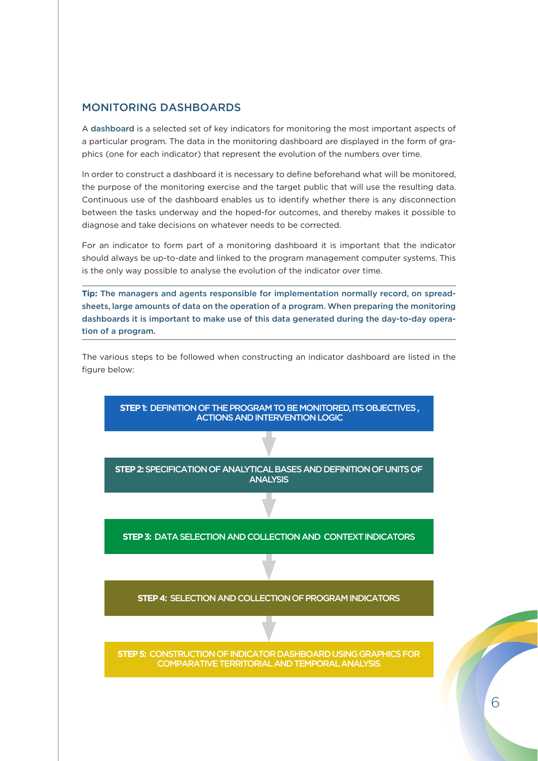## MONITORING DASHBOARDS

A dashboard is a selected set of key indicators for monitoring the most important aspects of a particular program. The data in the monitoring dashboard are displayed in the form of graphics (one for each indicator) that represent the evolution of the numbers over time.

In order to construct a dashboard it is necessary to define beforehand what will be monitored, the purpose of the monitoring exercise and the target public that will use the resulting data. Continuous use of the dashboard enables us to identify whether there is any disconnection between the tasks underway and the hoped-for outcomes, and thereby makes it possible to diagnose and take decisions on whatever needs to be corrected.

For an indicator to form part of a monitoring dashboard it is important that the indicator should always be up-to-date and linked to the program management computer systems. This is the only way possible to analyse the evolution of the indicator over time.

---

**Tip:** The managers and agents responsible for implementation normally record, on spreadsheets, large amounts of data on the operation of a program. When preparing the monitoring dashboards it is important to make use of this data generated during the day-to-day operation of a program.

---

The various steps to be followed when constructing an indicator dashboard are listed in the figure below:

**STEP 1:** DEFINITION OF THE PROGRAM TO BE MONITORED, ITS OBJECTIVES , ACTIONS AND INTERVENTION LOGIC

↓

**STEP 2:** SPECIFICATION OF ANALYTICAL BASES AND DEFINITION OF UNITS OF ANALYSIS

↓

**STEP 3:** DATA SELECTION AND COLLECTION AND CONTEXT INDICATORS

↓

**STEP 4:** SELECTION AND COLLECTION OF PROGRAM INDICATORS

↓

**STEP 5:** CONSTRUCTION OF INDICATOR DASHBOARD USING GRAPHICS FOR COMPARATIVE TERRITORIAL AND TEMPORAL ANALYSIS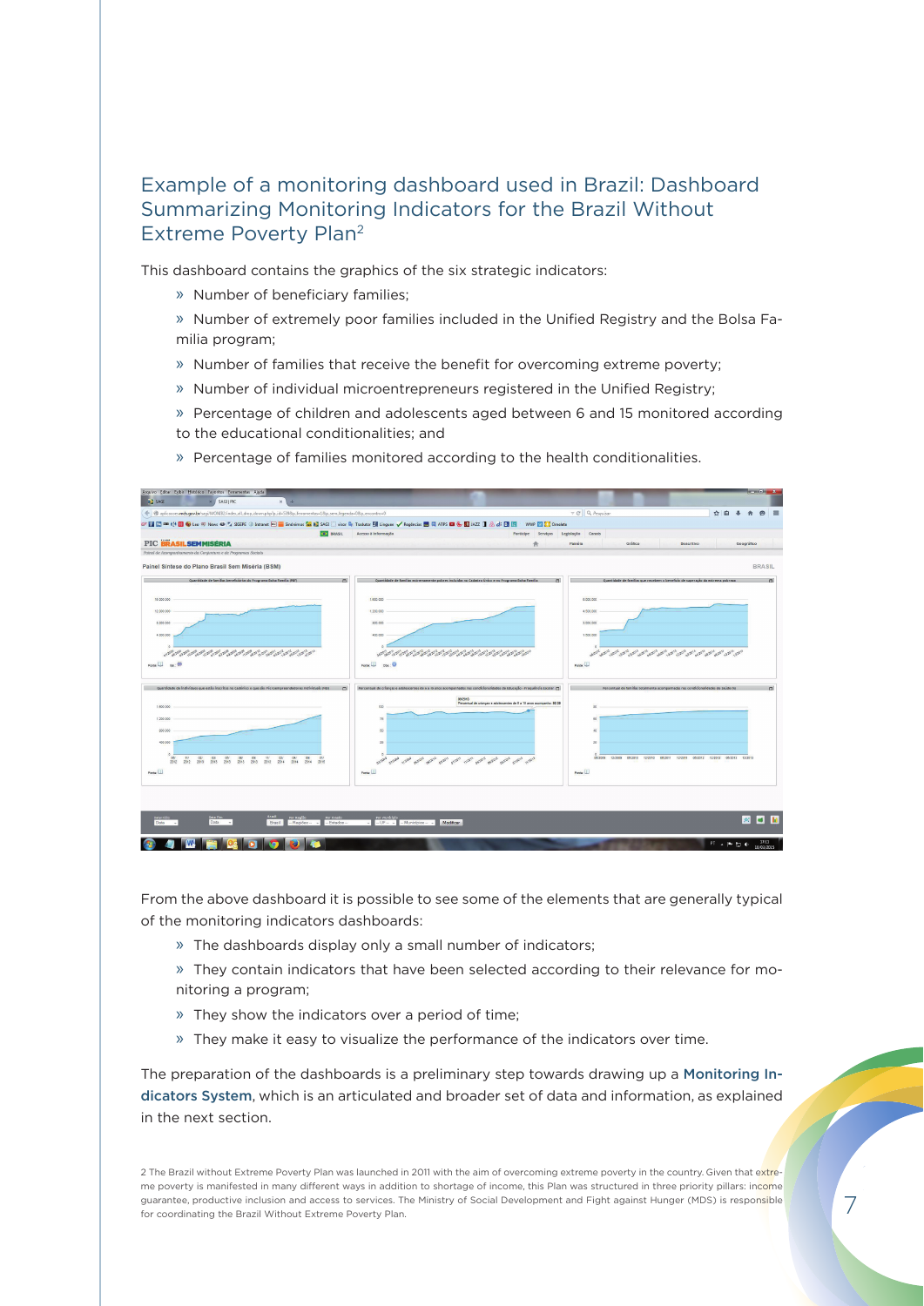## Example of a monitoring dashboard used in Brazil: Dashboard Summarizing Monitoring Indicators for the Brazil Without Extreme Poverty Plan[2]

This dashboard contains the graphics of the six strategic indicators:

- » Number of beneficiary families;
- » Number of extremely poor families included in the Unified Registry and the Bolsa Familia program;
- » Number of families that receive the benefit for overcoming extreme poverty;
- » Number of individual microentrepreneurs registered in the Unified Registry;
- » Percentage of children and adolescents aged between 6 and 15 monitored according to the educational conditionalities; and
- » Percentage of families monitored according to the health conditionalities.

From the above dashboard it is possible to see some of the elements that are generally typical of the monitoring indicators dashboards:

- » The dashboards display only a small number of indicators;
- » They contain indicators that have been selected according to their relevance for monitoring a program;
- » They show the indicators over a period of time;
- » They make it easy to visualize the performance of the indicators over time.

The preparation of the dashboards is a preliminary step towards drawing up a **Monitoring Indicators System**, which is an articulated and broader set of data and information, as explained in the next section.

2 The Brazil without Extreme Poverty Plan was launched in 2011 with the aim of overcoming extreme poverty in the country. Given that extreme poverty is manifested in many different ways in addition to shortage of income, this Plan was structured in three priority pillars: income guarantee, productive inclusion and access to services. The Ministry of Social Development and Fight against Hunger (MDS) is responsible for coordinating the Brazil Without Extreme Poverty Plan.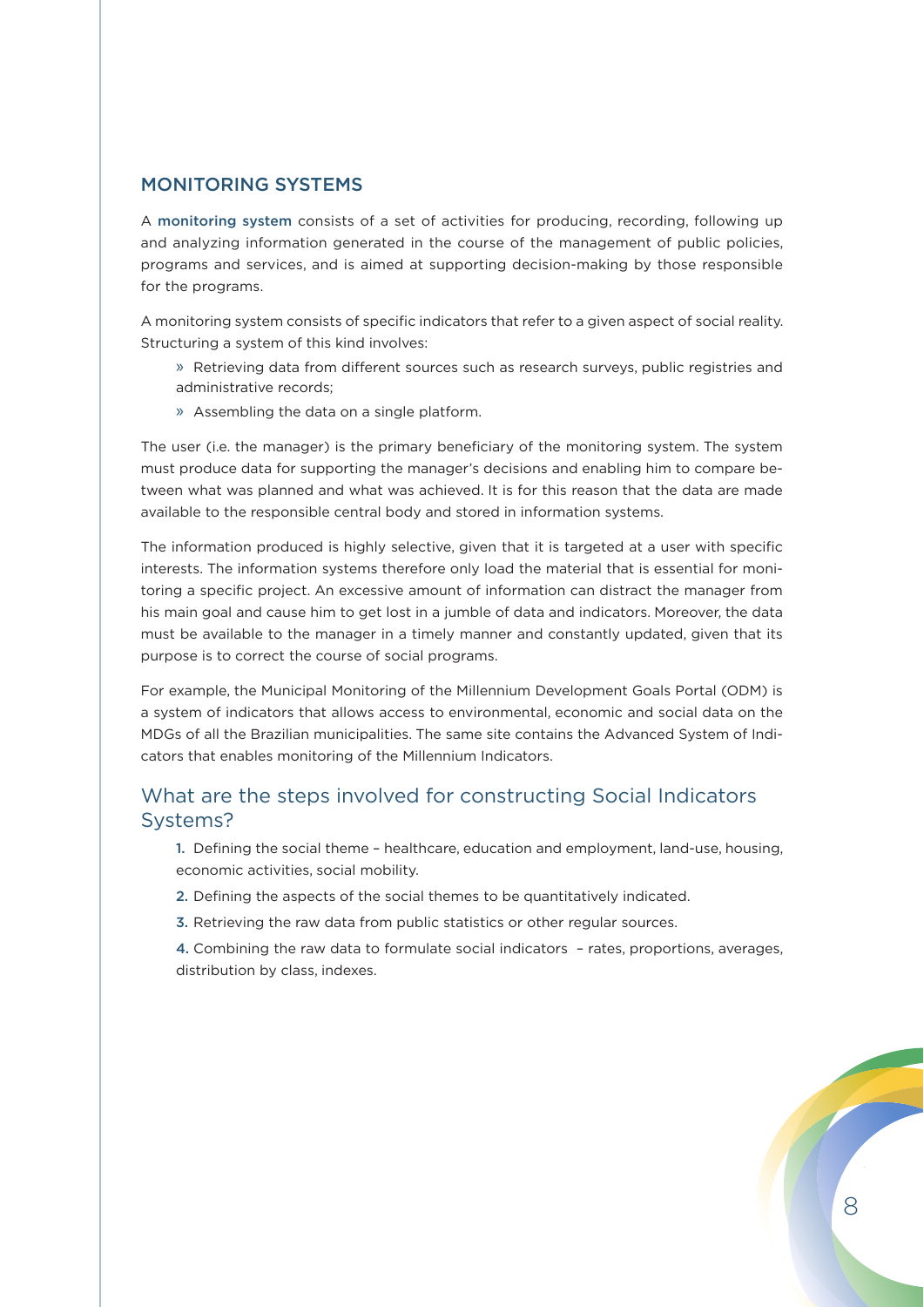## MONITORING SYSTEMS

A monitoring system consists of a set of activities for producing, recording, following up and analyzing information generated in the course of the management of public policies, programs and services, and is aimed at supporting decision-making by those responsible for the programs.

A monitoring system consists of specific indicators that refer to a given aspect of social reality. Structuring a system of this kind involves:

- Retrieving data from different sources such as research surveys, public registries and administrative records;
- Assembling the data on a single platform.

The user (i.e. the manager) is the primary beneficiary of the monitoring system. The system must produce data for supporting the manager's decisions and enabling him to compare between what was planned and what was achieved. It is for this reason that the data are made available to the responsible central body and stored in information systems.

The information produced is highly selective, given that it is targeted at a user with specific interests. The information systems therefore only load the material that is essential for monitoring a specific project. An excessive amount of information can distract the manager from his main goal and cause him to get lost in a jumble of data and indicators. Moreover, the data must be available to the manager in a timely manner and constantly updated, given that its purpose is to correct the course of social programs.

For example, the Municipal Monitoring of the Millennium Development Goals Portal (ODM) is a system of indicators that allows access to environmental, economic and social data on the MDGs of all the Brazilian municipalities. The same site contains the Advanced System of Indicators that enables monitoring of the Millennium Indicators.

### What are the steps involved for constructing Social Indicators Systems?

1. Defining the social theme – healthcare, education and employment, land-use, housing, economic activities, social mobility.
2. Defining the aspects of the social themes to be quantitatively indicated.
3. Retrieving the raw data from public statistics or other regular sources.
4. Combining the raw data to formulate social indicators – rates, proportions, averages, distribution by class, indexes.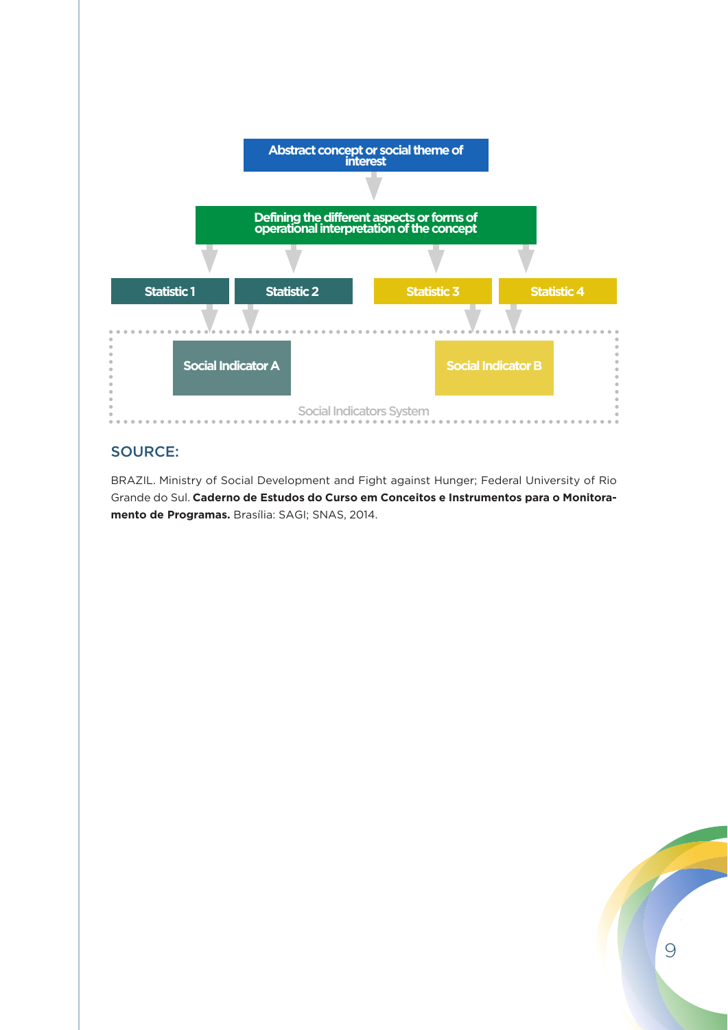Abstract concept or social theme of interest

Defining the different aspects or forms of operational interpretation of the concept

Statistic 1

Statistic 2

Statistic 3

Statistic 4

Social Indicator A

Social Indicator B

Social Indicators System

## SOURCE:

BRAZIL. Ministry of Social Development and Fight against Hunger; Federal University of Rio Grande do Sul. **Caderno de Estudos do Curso em Conceitos e Instrumentos para o Monitoramento de Programas.** Brasília: SAGI; SNAS, 2014.